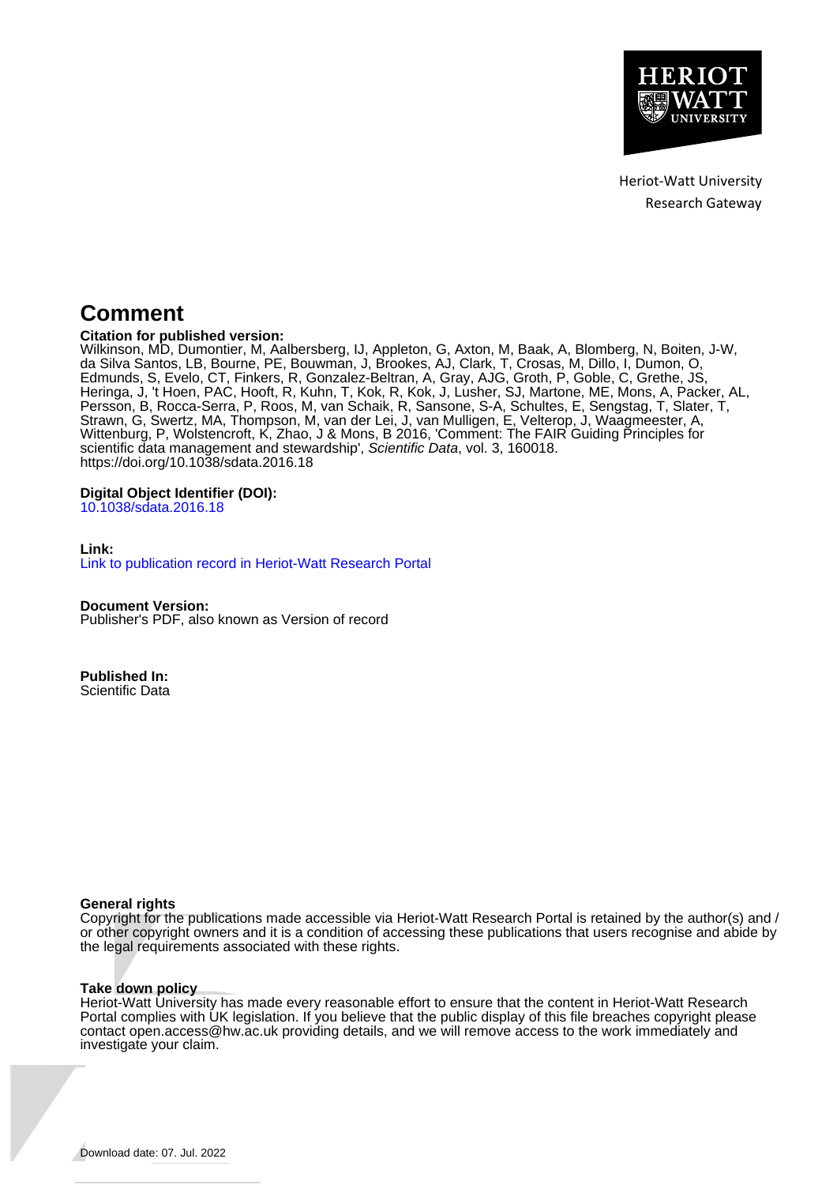Heriot-Watt University
Research Gateway

# Comment

**Citation for published version:**
Wilkinson, MD, Dumontier, M, Aalbersberg, IJ, Appleton, G, Axton, M, Baak, A, Blomberg, N, Boiten, J-W, da Silva Santos, LB, Bourne, PE, Bouwman, J, Brookes, AJ, Clark, T, Crosas, M, Dillo, I, Dumon, O, Edmunds, S, Evelo, CT, Finkers, R, Gonzalez-Beltran, A, Gray, AJG, Groth, P, Goble, C, Grethe, JS, Heringa, J, 't Hoen, PAC, Hooft, R, Kuhn, T, Kok, R, Kok, J, Lusher, SJ, Martone, ME, Mons, A, Packer, AL, Persson, B, Rocca-Serra, P, Roos, M, van Schaik, R, Sansone, S-A, Schultes, E, Sengstag, T, Slater, T, Strawn, G, Swertz, MA, Thompson, M, van der Lei, J, van Mulligen, E, Velterop, J, Waagmeester, A, Wittenburg, P, Wolstencroft, K, Zhao, J & Mons, B 2016, 'Comment: The FAIR Guiding Principles for scientific data management and stewardship', *Scientific Data*, vol. 3, 160018. https://doi.org/10.1038/sdata.2016.18

**Digital Object Identifier (DOI):**
10.1038/sdata.2016.18

**Link:**
Link to publication record in Heriot-Watt Research Portal

**Document Version:**
Publisher's PDF, also known as Version of record

**Published In:**
Scientific Data

**General rights**
Copyright for the publications made accessible via Heriot-Watt Research Portal is retained by the author(s) and / or other copyright owners and it is a condition of accessing these publications that users recognise and abide by the legal requirements associated with these rights.

**Take down policy**
Heriot-Watt University has made every reasonable effort to ensure that the content in Heriot-Watt Research Portal complies with UK legislation. If you believe that the public display of this file breaches copyright please contact open.access@hw.ac.uk providing details, and we will remove access to the work immediately and investigate your claim.

Download date: 07. Jul. 2022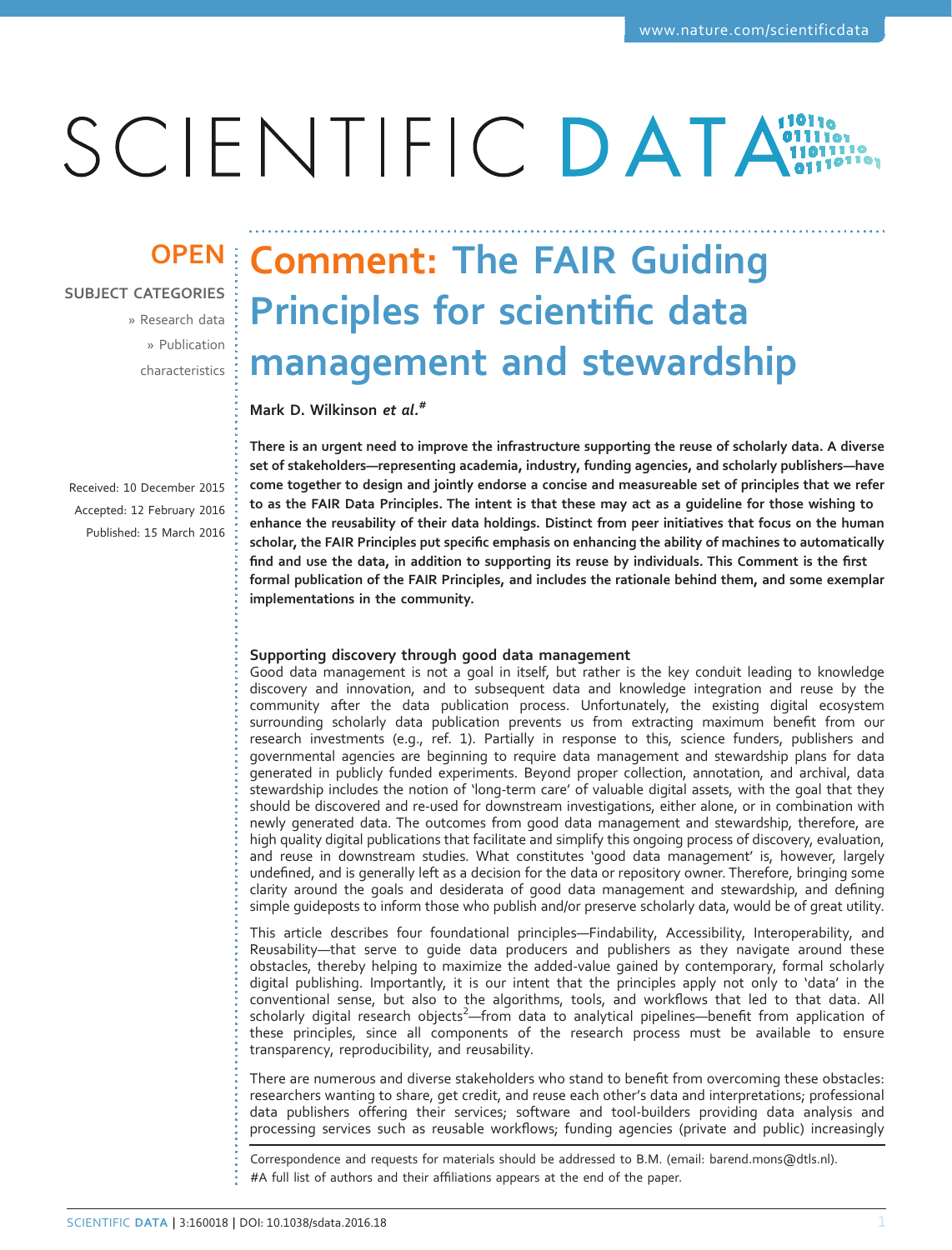# Comment: The FAIR Guiding Principles for scientific data management and stewardship

**Mark D. Wilkinson *et al.*[#]**

OPEN

SUBJECT CATEGORIES

» Research data

» Publication characteristics

Received: 10 December 2015
Accepted: 12 February 2016
Published: 15 March 2016

**There is an urgent need to improve the infrastructure supporting the reuse of scholarly data. A diverse set of stakeholders—representing academia, industry, funding agencies, and scholarly publishers—have come together to design and jointly endorse a concise and measureable set of principles that we refer to as the FAIR Data Principles. The intent is that these may act as a guideline for those wishing to enhance the reusability of their data holdings. Distinct from peer initiatives that focus on the human scholar, the FAIR Principles put specific emphasis on enhancing the ability of machines to automatically find and use the data, in addition to supporting its reuse by individuals. This Comment is the first formal publication of the FAIR Principles, and includes the rationale behind them, and some exemplar implementations in the community.**

### Supporting discovery through good data management

Good data management is not a goal in itself, but rather is the key conduit leading to knowledge discovery and innovation, and to subsequent data and knowledge integration and reuse by the community after the data publication process. Unfortunately, the existing digital ecosystem surrounding scholarly data publication prevents us from extracting maximum benefit from our research investments (e.g., ref. 1). Partially in response to this, science funders, publishers and governmental agencies are beginning to require data management and stewardship plans for data generated in publicly funded experiments. Beyond proper collection, annotation, and archival, data stewardship includes the notion of 'long-term care' of valuable digital assets, with the goal that they should be discovered and re-used for downstream investigations, either alone, or in combination with newly generated data. The outcomes from good data management and stewardship, therefore, are high quality digital publications that facilitate and simplify this ongoing process of discovery, evaluation, and reuse in downstream studies. What constitutes 'good data management' is, however, largely undefined, and is generally left as a decision for the data or repository owner. Therefore, bringing some clarity around the goals and desiderata of good data management and stewardship, and defining simple guideposts to inform those who publish and/or preserve scholarly data, would be of great utility.

This article describes four foundational principles—Findability, Accessibility, Interoperability, and Reusability—that serve to guide data producers and publishers as they navigate around these obstacles, thereby helping to maximize the added-value gained by contemporary, formal scholarly digital publishing. Importantly, it is our intent that the principles apply not only to 'data' in the conventional sense, but also to the algorithms, tools, and workflows that led to that data. All scholarly digital research objects[2]—from data to analytical pipelines—benefit from application of these principles, since all components of the research process must be available to ensure transparency, reproducibility, and reusability.

There are numerous and diverse stakeholders who stand to benefit from overcoming these obstacles: researchers wanting to share, get credit, and reuse each other's data and interpretations; professional data publishers offering their services; software and tool-builders providing data analysis and processing services such as reusable workflows; funding agencies (private and public) increasingly

Correspondence and requests for materials should be addressed to B.M. (email: barend.mons@dtls.nl).
#A full list of authors and their affiliations appears at the end of the paper.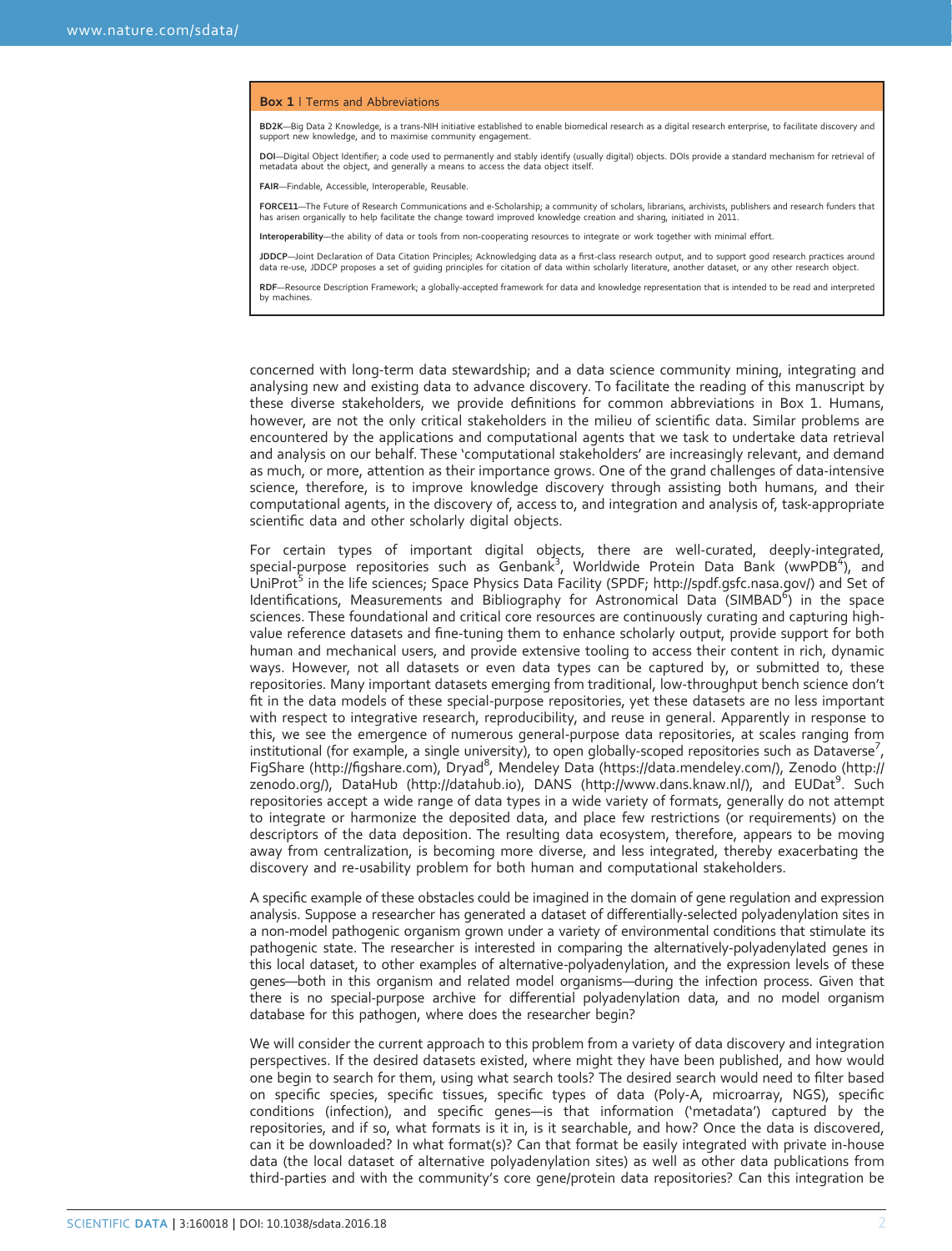**Box 1** | Terms and Abbreviations

**BD2K**—Big Data 2 Knowledge, is a trans-NIH initiative established to enable biomedical research as a digital research enterprise, to facilitate discovery and support new knowledge, and to maximise community engagement.

**DOI**—Digital Object Identifier; a code used to permanently and stably identify (usually digital) objects. DOIs provide a standard mechanism for retrieval of metadata about the object, and generally a means to access the data object itself.

**FAIR**—Findable, Accessible, Interoperable, Reusable.

**FORCE11**—The Future of Research Communications and e-Scholarship; a community of scholars, librarians, archivists, publishers and research funders that has arisen organically to help facilitate the change toward improved knowledge creation and sharing, initiated in 2011.

**Interoperability**—the ability of data or tools from non-cooperating resources to integrate or work together with minimal effort.

**JDDCP**—Joint Declaration of Data Citation Principles; Acknowledging data as a first-class research output, and to support good research practices around data re-use, JDDCP proposes a set of guiding principles for citation of data within scholarly literature, another dataset, or any other research object.

**RDF**—Resource Description Framework; a globally-accepted framework for data and knowledge representation that is intended to be read and interpreted by machines.

concerned with long-term data stewardship; and a data science community mining, integrating and analysing new and existing data to advance discovery. To facilitate the reading of this manuscript by these diverse stakeholders, we provide definitions for common abbreviations in Box 1. Humans, however, are not the only critical stakeholders in the milieu of scientific data. Similar problems are encountered by the applications and computational agents that we task to undertake data retrieval and analysis on our behalf. These 'computational stakeholders' are increasingly relevant, and demand as much, or more, attention as their importance grows. One of the grand challenges of data-intensive science, therefore, is to improve knowledge discovery through assisting both humans, and their computational agents, in the discovery of, access to, and integration and analysis of, task-appropriate scientific data and other scholarly digital objects.

For certain types of important digital objects, there are well-curated, deeply-integrated, special-purpose repositories such as Genbank[3], Worldwide Protein Data Bank (wwPDB[4]), and UniProt[5] in the life sciences; Space Physics Data Facility (SPDF; http://spdf.gsfc.nasa.gov/) and Set of Identifications, Measurements and Bibliography for Astronomical Data (SIMBAD[6]) in the space sciences. These foundational and critical core resources are continuously curating and capturing high-value reference datasets and fine-tuning them to enhance scholarly output, provide support for both human and mechanical users, and provide extensive tooling to access their content in rich, dynamic ways. However, not all datasets or even data types can be captured by, or submitted to, these repositories. Many important datasets emerging from traditional, low-throughput bench science don't fit in the data models of these special-purpose repositories, yet these datasets are no less important with respect to integrative research, reproducibility, and reuse in general. Apparently in response to this, we see the emergence of numerous general-purpose data repositories, at scales ranging from institutional (for example, a single university), to open globally-scoped repositories such as Dataverse[7], FigShare (http://figshare.com), Dryad[8], Mendeley Data (https://data.mendeley.com/), Zenodo (http://zenodo.org/), DataHub (http://datahub.io), DANS (http://www.dans.knaw.nl/), and EUDat[9]. Such repositories accept a wide range of data types in a wide variety of formats, generally do not attempt to integrate or harmonize the deposited data, and place few restrictions (or requirements) on the descriptors of the data deposition. The resulting data ecosystem, therefore, appears to be moving away from centralization, is becoming more diverse, and less integrated, thereby exacerbating the discovery and re-usability problem for both human and computational stakeholders.

A specific example of these obstacles could be imagined in the domain of gene regulation and expression analysis. Suppose a researcher has generated a dataset of differentially-selected polyadenylation sites in a non-model pathogenic organism grown under a variety of environmental conditions that stimulate its pathogenic state. The researcher is interested in comparing the alternatively-polyadenylated genes in this local dataset, to other examples of alternative-polyadenylation, and the expression levels of these genes—both in this organism and related model organisms—during the infection process. Given that there is no special-purpose archive for differential polyadenylation data, and no model organism database for this pathogen, where does the researcher begin?

We will consider the current approach to this problem from a variety of data discovery and integration perspectives. If the desired datasets existed, where might they have been published, and how would one begin to search for them, using what search tools? The desired search would need to filter based on specific species, specific tissues, specific types of data (Poly-A, microarray, NGS), specific conditions (infection), and specific genes—is that information ('metadata') captured by the repositories, and if so, what formats is it in, is it searchable, and how? Once the data is discovered, can it be downloaded? In what format(s)? Can that format be easily integrated with private in-house data (the local dataset of alternative polyadenylation sites) as well as other data publications from third-parties and with the community's core gene/protein data repositories? Can this integration be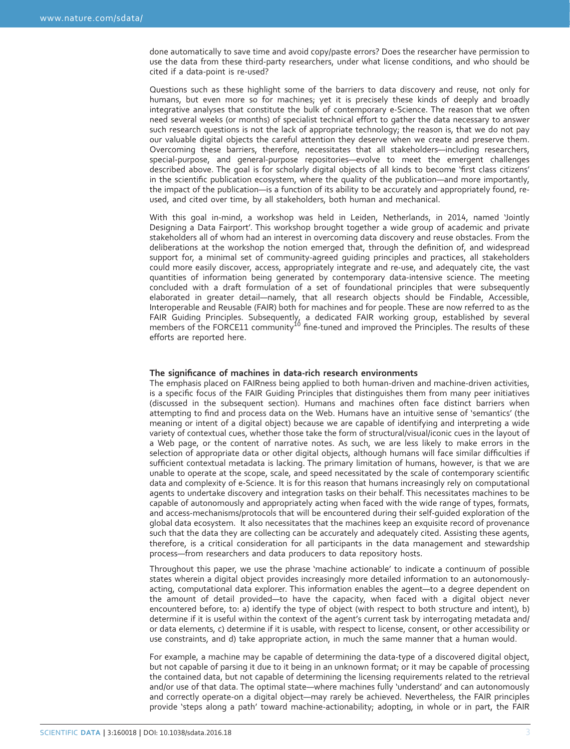done automatically to save time and avoid copy/paste errors? Does the researcher have permission to use the data from these third-party researchers, under what license conditions, and who should be cited if a data-point is re-used?

Questions such as these highlight some of the barriers to data discovery and reuse, not only for humans, but even more so for machines; yet it is precisely these kinds of deeply and broadly integrative analyses that constitute the bulk of contemporary e-Science. The reason that we often need several weeks (or months) of specialist technical effort to gather the data necessary to answer such research questions is not the lack of appropriate technology; the reason is, that we do not pay our valuable digital objects the careful attention they deserve when we create and preserve them. Overcoming these barriers, therefore, necessitates that all stakeholders—including researchers, special-purpose, and general-purpose repositories—evolve to meet the emergent challenges described above. The goal is for scholarly digital objects of all kinds to become 'first class citizens' in the scientific publication ecosystem, where the quality of the publication—and more importantly, the impact of the publication—is a function of its ability to be accurately and appropriately found, re-used, and cited over time, by all stakeholders, both human and mechanical.

With this goal in-mind, a workshop was held in Leiden, Netherlands, in 2014, named 'Jointly Designing a Data Fairport'. This workshop brought together a wide group of academic and private stakeholders all of whom had an interest in overcoming data discovery and reuse obstacles. From the deliberations at the workshop the notion emerged that, through the definition of, and widespread support for, a minimal set of community-agreed guiding principles and practices, all stakeholders could more easily discover, access, appropriately integrate and re-use, and adequately cite, the vast quantities of information being generated by contemporary data-intensive science. The meeting concluded with a draft formulation of a set of foundational principles that were subsequently elaborated in greater detail—namely, that all research objects should be Findable, Accessible, Interoperable and Reusable (FAIR) both for machines and for people. These are now referred to as the FAIR Guiding Principles. Subsequently, a dedicated FAIR working group, established by several members of the FORCE11 community[10] fine-tuned and improved the Principles. The results of these efforts are reported here.

### The significance of machines in data-rich research environments

The emphasis placed on FAIRness being applied to both human-driven and machine-driven activities, is a specific focus of the FAIR Guiding Principles that distinguishes them from many peer initiatives (discussed in the subsequent section). Humans and machines often face distinct barriers when attempting to find and process data on the Web. Humans have an intuitive sense of 'semantics' (the meaning or intent of a digital object) because we are capable of identifying and interpreting a wide variety of contextual cues, whether those take the form of structural/visual/iconic cues in the layout of a Web page, or the content of narrative notes. As such, we are less likely to make errors in the selection of appropriate data or other digital objects, although humans will face similar difficulties if sufficient contextual metadata is lacking. The primary limitation of humans, however, is that we are unable to operate at the scope, scale, and speed necessitated by the scale of contemporary scientific data and complexity of e-Science. It is for this reason that humans increasingly rely on computational agents to undertake discovery and integration tasks on their behalf. This necessitates machines to be capable of autonomously and appropriately acting when faced with the wide range of types, formats, and access-mechanisms/protocols that will be encountered during their self-guided exploration of the global data ecosystem. It also necessitates that the machines keep an exquisite record of provenance such that the data they are collecting can be accurately and adequately cited. Assisting these agents, therefore, is a critical consideration for all participants in the data management and stewardship process—from researchers and data producers to data repository hosts.

Throughout this paper, we use the phrase 'machine actionable' to indicate a continuum of possible states wherein a digital object provides increasingly more detailed information to an autonomously-acting, computational data explorer. This information enables the agent—to a degree dependent on the amount of detail provided—to have the capacity, when faced with a digital object never encountered before, to: a) identify the type of object (with respect to both structure and intent), b) determine if it is useful within the context of the agent's current task by interrogating metadata and/or data elements, c) determine if it is usable, with respect to license, consent, or other accessibility or use constraints, and d) take appropriate action, in much the same manner that a human would.

For example, a machine may be capable of determining the data-type of a discovered digital object, but not capable of parsing it due to it being in an unknown format; or it may be capable of processing the contained data, but not capable of determining the licensing requirements related to the retrieval and/or use of that data. The optimal state—where machines fully 'understand' and can autonomously and correctly operate-on a digital object—may rarely be achieved. Nevertheless, the FAIR principles provide 'steps along a path' toward machine-actionability; adopting, in whole or in part, the FAIR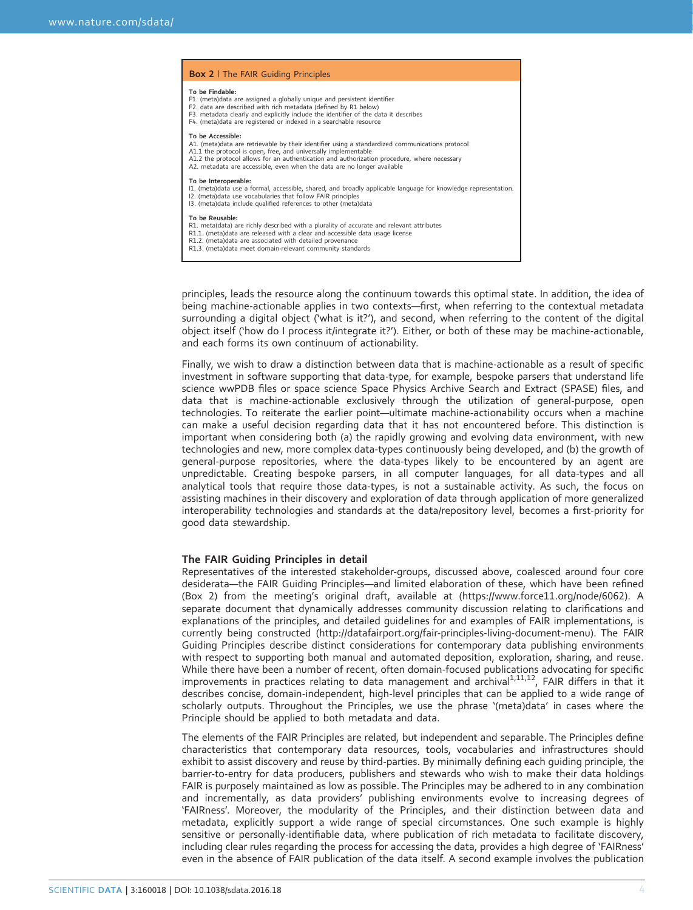**Box 2 | The FAIR Guiding Principles**

**To be Findable:**
F1. (meta)data are assigned a globally unique and persistent identifier
F2. data are described with rich metadata (defined by R1 below)
F3. metadata clearly and explicitly include the identifier of the data it describes
F4. (meta)data are registered or indexed in a searchable resource

**To be Accessible:**
A1. (meta)data are retrievable by their identifier using a standardized communications protocol
A1.1 the protocol is open, free, and universally implementable
A1.2 the protocol allows for an authentication and authorization procedure, where necessary
A2. metadata are accessible, even when the data are no longer available

**To be Interoperable:**
I1. (meta)data use a formal, accessible, shared, and broadly applicable language for knowledge representation.
I2. (meta)data use vocabularies that follow FAIR principles
I3. (meta)data include qualified references to other (meta)data

**To be Reusable:**
R1. meta(data) are richly described with a plurality of accurate and relevant attributes
R1.1. (meta)data are released with a clear and accessible data usage license
R1.2. (meta)data are associated with detailed provenance
R1.3. (meta)data meet domain-relevant community standards

principles, leads the resource along the continuum towards this optimal state. In addition, the idea of being machine-actionable applies in two contexts—first, when referring to the contextual metadata surrounding a digital object ('what is it?'), and second, when referring to the content of the digital object itself ('how do I process it/integrate it?'). Either, or both of these may be machine-actionable, and each forms its own continuum of actionability.

Finally, we wish to draw a distinction between data that is machine-actionable as a result of specific investment in software supporting that data-type, for example, bespoke parsers that understand life science wwPDB files or space science Space Physics Archive Search and Extract (SPASE) files, and data that is machine-actionable exclusively through the utilization of general-purpose, open technologies. To reiterate the earlier point—ultimate machine-actionability occurs when a machine can make a useful decision regarding data that it has not encountered before. This distinction is important when considering both (a) the rapidly growing and evolving data environment, with new technologies and new, more complex data-types continuously being developed, and (b) the growth of general-purpose repositories, where the data-types likely to be encountered by an agent are unpredictable. Creating bespoke parsers, in all computer languages, for all data-types and all analytical tools that require those data-types, is not a sustainable activity. As such, the focus on assisting machines in their discovery and exploration of data through application of more generalized interoperability technologies and standards at the data/repository level, becomes a first-priority for good data stewardship.

## The FAIR Guiding Principles in detail

Representatives of the interested stakeholder-groups, discussed above, coalesced around four core desiderata—the FAIR Guiding Principles—and limited elaboration of these, which have been refined (Box 2) from the meeting's original draft, available at (https://www.force11.org/node/6062). A separate document that dynamically addresses community discussion relating to clarifications and explanations of the principles, and detailed guidelines for and examples of FAIR implementations, is currently being constructed (http://datafairport.org/fair-principles-living-document-menu). The FAIR Guiding Principles describe distinct considerations for contemporary data publishing environments with respect to supporting both manual and automated deposition, exploration, sharing, and reuse. While there have been a number of recent, often domain-focused publications advocating for specific improvements in practices relating to data management and archival[1,11,12], FAIR differs in that it describes concise, domain-independent, high-level principles that can be applied to a wide range of scholarly outputs. Throughout the Principles, we use the phrase '(meta)data' in cases where the Principle should be applied to both metadata and data.

The elements of the FAIR Principles are related, but independent and separable. The Principles define characteristics that contemporary data resources, tools, vocabularies and infrastructures should exhibit to assist discovery and reuse by third-parties. By minimally defining each guiding principle, the barrier-to-entry for data producers, publishers and stewards who wish to make their data holdings FAIR is purposely maintained as low as possible. The Principles may be adhered to in any combination and incrementally, as data providers' publishing environments evolve to increasing degrees of 'FAIRness'. Moreover, the modularity of the Principles, and their distinction between data and metadata, explicitly support a wide range of special circumstances. One such example is highly sensitive or personally-identifiable data, where publication of rich metadata to facilitate discovery, including clear rules regarding the process for accessing the data, provides a high degree of 'FAIRness' even in the absence of FAIR publication of the data itself. A second example involves the publication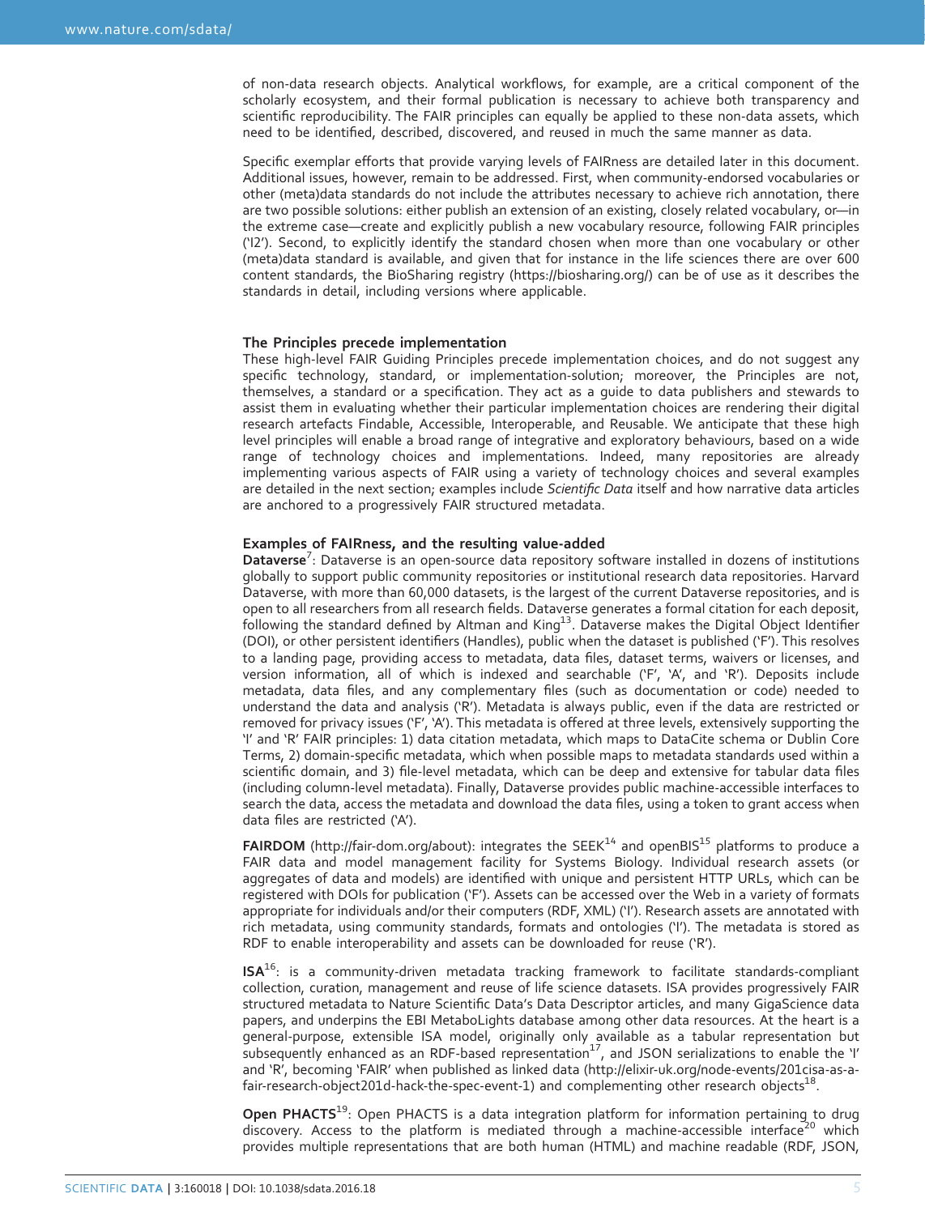of non-data research objects. Analytical workflows, for example, are a critical component of the scholarly ecosystem, and their formal publication is necessary to achieve both transparency and scientific reproducibility. The FAIR principles can equally be applied to these non-data assets, which need to be identified, described, discovered, and reused in much the same manner as data.

Specific exemplar efforts that provide varying levels of FAIRness are detailed later in this document. Additional issues, however, remain to be addressed. First, when community-endorsed vocabularies or other (meta)data standards do not include the attributes necessary to achieve rich annotation, there are two possible solutions: either publish an extension of an existing, closely related vocabulary, or—in the extreme case—create and explicitly publish a new vocabulary resource, following FAIR principles ('I2'). Second, to explicitly identify the standard chosen when more than one vocabulary or other (meta)data standard is available, and given that for instance in the life sciences there are over 600 content standards, the BioSharing registry (https://biosharing.org/) can be of use as it describes the standards in detail, including versions where applicable.

## The Principles precede implementation

These high-level FAIR Guiding Principles precede implementation choices, and do not suggest any specific technology, standard, or implementation-solution; moreover, the Principles are not, themselves, a standard or a specification. They act as a guide to data publishers and stewards to assist them in evaluating whether their particular implementation choices are rendering their digital research artefacts Findable, Accessible, Interoperable, and Reusable. We anticipate that these high level principles will enable a broad range of integrative and exploratory behaviours, based on a wide range of technology choices and implementations. Indeed, many repositories are already implementing various aspects of FAIR using a variety of technology choices and several examples are detailed in the next section; examples include *Scientific Data* itself and how narrative data articles are anchored to a progressively FAIR structured metadata.

## Examples of FAIRness, and the resulting value-added

**Dataverse**[7]: Dataverse is an open-source data repository software installed in dozens of institutions globally to support public community repositories or institutional research data repositories. Harvard Dataverse, with more than 60,000 datasets, is the largest of the current Dataverse repositories, and is open to all researchers from all research fields. Dataverse generates a formal citation for each deposit, following the standard defined by Altman and King[13]. Dataverse makes the Digital Object Identifier (DOI), or other persistent identifiers (Handles), public when the dataset is published ('F'). This resolves to a landing page, providing access to metadata, data files, dataset terms, waivers or licenses, and version information, all of which is indexed and searchable ('F', 'A', and 'R'). Deposits include metadata, data files, and any complementary files (such as documentation or code) needed to understand the data and analysis ('R'). Metadata is always public, even if the data are restricted or removed for privacy issues ('F', 'A'). This metadata is offered at three levels, extensively supporting the 'I' and 'R' FAIR principles: 1) data citation metadata, which maps to DataCite schema or Dublin Core Terms, 2) domain-specific metadata, which when possible maps to metadata standards used within a scientific domain, and 3) file-level metadata, which can be deep and extensive for tabular data files (including column-level metadata). Finally, Dataverse provides public machine-accessible interfaces to search the data, access the metadata and download the data files, using a token to grant access when data files are restricted ('A').

**FAIRDOM** (http://fair-dom.org/about): integrates the SEEK[14] and openBIS[15] platforms to produce a FAIR data and model management facility for Systems Biology. Individual research assets (or aggregates of data and models) are identified with unique and persistent HTTP URLs, which can be registered with DOIs for publication ('F'). Assets can be accessed over the Web in a variety of formats appropriate for individuals and/or their computers (RDF, XML) ('I'). Research assets are annotated with rich metadata, using community standards, formats and ontologies ('I'). The metadata is stored as RDF to enable interoperability and assets can be downloaded for reuse ('R').

**ISA**[16]: is a community-driven metadata tracking framework to facilitate standards-compliant collection, curation, management and reuse of life science datasets. ISA provides progressively FAIR structured metadata to Nature Scientific Data's Data Descriptor articles, and many GigaScience data papers, and underpins the EBI MetaboLights database among other data resources. At the heart is a general-purpose, extensible ISA model, originally only available as a tabular representation but subsequently enhanced as an RDF-based representation[17], and JSON serializations to enable the 'I' and 'R', becoming 'FAIR' when published as linked data (http://elixir-uk.org/node-events/201cisa-as-a-fair-research-object201d-hack-the-spec-event-1) and complementing other research objects[18].

**Open PHACTS**[19]: Open PHACTS is a data integration platform for information pertaining to drug discovery. Access to the platform is mediated through a machine-accessible interface[20] which provides multiple representations that are both human (HTML) and machine readable (RDF, JSON,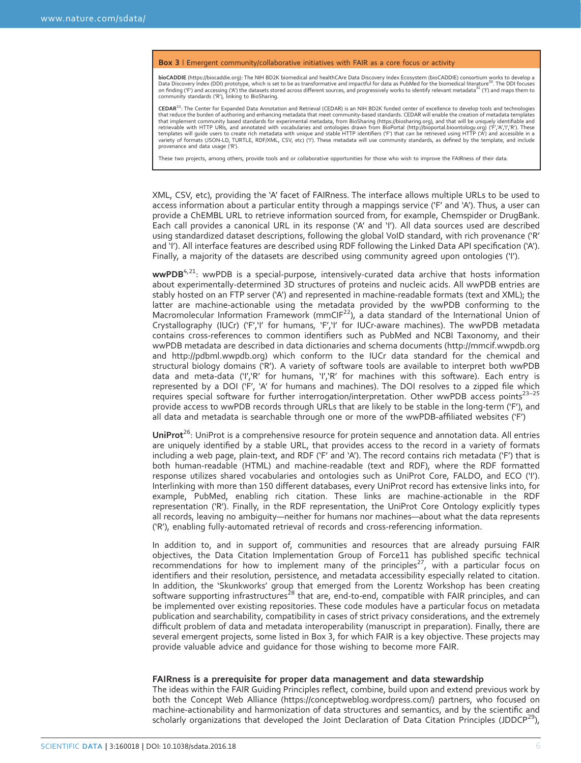**Box 3** | Emergent community/collaborative initiatives with FAIR as a core focus or activity

**bioCADDIE** (https://biocaddie.org): The NIH BD2K biomedical and healthCAre Data Discovery Index Ecosystem (bioCADDIE) consortium works to develop a Data Discovery Index (DDI) prototype, which is set to be as transformative and impactful for data as PubMed for the biomedical literature[30]. The DDI focuses on finding ('F') and accessing ('A') the datasets stored across different sources, and progressively works to identify relevant metadata[31] ('I') and maps them to community standards ('R'), linking to BioSharing.

**CEDAR**[32]: The Center for Expanded Data Annotation and Retrieval (CEDAR) is an NIH BD2K funded center of excellence to develop tools and technologies that reduce the burden of authoring and enhancing metadata that meet community-based standards. CEDAR will enable the creation of metadata templates that implement community based standards for experimental metadata, from BioSharing (https://biosharing.org), and that will be uniquely identifiable and retrievable with HTTP URIs, and annotated with vocabularies and ontologies drawn from BioPortal (http://bioportal.bioontology.org) ('F','A','I','R'). These templates will guide users to create rich metadata with unique and stable HTTP identifiers ('F') that can be retrieved using HTTP ('A') and accessible in a variety of formats (JSON-LD, TURTLE, RDF/XML, CSV, etc) ('I'). These metadata will use community standards, as defined by the template, and include provenance and data usage ('R').

These two projects, among others, provide tools and or collaborative opportunities for those who wish to improve the FAIRness of their data.

XML, CSV, etc), providing the 'A' facet of FAIRness. The interface allows multiple URLs to be used to access information about a particular entity through a mappings service ('F' and 'A'). Thus, a user can provide a ChEMBL URL to retrieve information sourced from, for example, Chemspider or DrugBank. Each call provides a canonical URL in its response ('A' and 'I'). All data sources used are described using standardized dataset descriptions, following the global VoID standard, with rich provenance ('R' and 'I'). All interface features are described using RDF following the Linked Data API specification ('A'). Finally, a majority of the datasets are described using community agreed upon ontologies ('I').

**wwPDB**[4,21]: wwPDB is a special-purpose, intensively-curated data archive that hosts information about experimentally-determined 3D structures of proteins and nucleic acids. All wwPDB entries are stably hosted on an FTP server ('A') and represented in machine-readable formats (text and XML); the latter are machine-actionable using the metadata provided by the wwPDB conforming to the Macromolecular Information Framework (mmCIF[22]), a data standard of the International Union of Crystallography (IUCr) ('F','I' for humans, 'F','I' for IUCr-aware machines). The wwPDB metadata contains cross-references to common identifiers such as PubMed and NCBI Taxonomy, and their wwPDB metadata are described in data dictionaries and schema documents (http://mmcif.wwpdb.org and http://pdbml.wwpdb.org) which conform to the IUCr data standard for the chemical and structural biology domains ('R'). A variety of software tools are available to interpret both wwPDB data and meta-data ('I','R' for humans, 'I','R' for machines with this software). Each entry is represented by a DOI ('F', 'A' for humans and machines). The DOI resolves to a zipped file which requires special software for further interrogation/interpretation. Other wwPDB access points[23–25] provide access to wwPDB records through URLs that are likely to be stable in the long-term ('F'), and all data and metadata is searchable through one or more of the wwPDB-affiliated websites ('F')

**UniProt**[26]: UniProt is a comprehensive resource for protein sequence and annotation data. All entries are uniquely identified by a stable URL, that provides access to the record in a variety of formats including a web page, plain-text, and RDF ('F' and 'A'). The record contains rich metadata ('F') that is both human-readable (HTML) and machine-readable (text and RDF), where the RDF formatted response utilizes shared vocabularies and ontologies such as UniProt Core, FALDO, and ECO ('I'). Interlinking with more than 150 different databases, every UniProt record has extensive links into, for example, PubMed, enabling rich citation. These links are machine-actionable in the RDF representation ('R'). Finally, in the RDF representation, the UniProt Core Ontology explicitly types all records, leaving no ambiguity—neither for humans nor machines—about what the data represents ('R'), enabling fully-automated retrieval of records and cross-referencing information.

In addition to, and in support of, communities and resources that are already pursuing FAIR objectives, the Data Citation Implementation Group of Force11 has published specific technical recommendations for how to implement many of the principles[27], with a particular focus on identifiers and their resolution, persistence, and metadata accessibility especially related to citation. In addition, the 'Skunkworks' group that emerged from the Lorentz Workshop has been creating software supporting infrastructures[28] that are, end-to-end, compatible with FAIR principles, and can be implemented over existing repositories. These code modules have a particular focus on metadata publication and searchability, compatibility in cases of strict privacy considerations, and the extremely difficult problem of data and metadata interoperability (manuscript in preparation). Finally, there are several emergent projects, some listed in Box 3, for which FAIR is a key objective. These projects may provide valuable advice and guidance for those wishing to become more FAIR.

## FAIRness is a prerequisite for proper data management and data stewardship

The ideas within the FAIR Guiding Principles reflect, combine, build upon and extend previous work by both the Concept Web Alliance (https://conceptweblog.wordpress.com/) partners, who focused on machine-actionability and harmonization of data structures and semantics, and by the scientific and scholarly organizations that developed the Joint Declaration of Data Citation Principles (JDDCP[29]),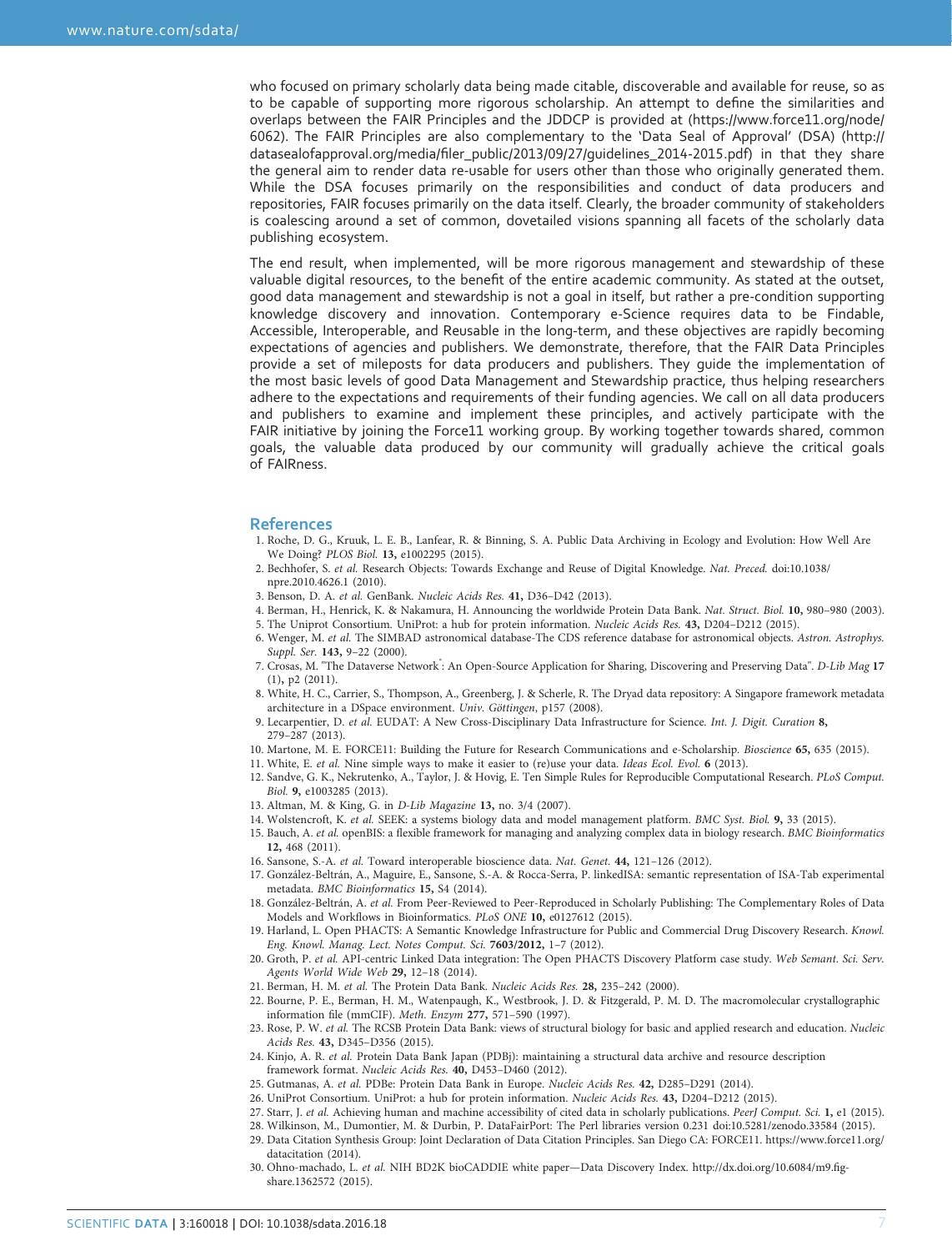who focused on primary scholarly data being made citable, discoverable and available for reuse, so as to be capable of supporting more rigorous scholarship. An attempt to define the similarities and overlaps between the FAIR Principles and the JDDCP is provided at (https://www.force11.org/node/6062). The FAIR Principles are also complementary to the 'Data Seal of Approval' (DSA) (http://datasealofapproval.org/media/filer_public/2013/09/27/guidelines_2014-2015.pdf) in that they share the general aim to render data re-usable for users other than those who originally generated them. While the DSA focuses primarily on the responsibilities and conduct of data producers and repositories, FAIR focuses primarily on the data itself. Clearly, the broader community of stakeholders is coalescing around a set of common, dovetailed visions spanning all facets of the scholarly data publishing ecosystem.

The end result, when implemented, will be more rigorous management and stewardship of these valuable digital resources, to the benefit of the entire academic community. As stated at the outset, good data management and stewardship is not a goal in itself, but rather a pre-condition supporting knowledge discovery and innovation. Contemporary e-Science requires data to be Findable, Accessible, Interoperable, and Reusable in the long-term, and these objectives are rapidly becoming expectations of agencies and publishers. We demonstrate, therefore, that the FAIR Data Principles provide a set of mileposts for data producers and publishers. They guide the implementation of the most basic levels of good Data Management and Stewardship practice, thus helping researchers adhere to the expectations and requirements of their funding agencies. We call on all data producers and publishers to examine and implement these principles, and actively participate with the FAIR initiative by joining the Force11 working group. By working together towards shared, common goals, the valuable data produced by our community will gradually achieve the critical goals of FAIRness.

## References

1. Roche, D. G., Kruuk, L. E. B., Lanfear, R. & Binning, S. A. Public Data Archiving in Ecology and Evolution: How Well Are We Doing? *PLOS Biol.* **13,** e1002295 (2015).
2. Bechhofer, S. *et al.* Research Objects: Towards Exchange and Reuse of Digital Knowledge. *Nat. Preced.* doi:10.1038/npre.2010.4626.1 (2010).
3. Benson, D. A. *et al.* GenBank. *Nucleic Acids Res.* **41,** D36–D42 (2013).
4. Berman, H., Henrick, K. & Nakamura, H. Announcing the worldwide Protein Data Bank. *Nat. Struct. Biol.* **10,** 980–980 (2003).
5. The Uniprot Consortium. UniProt: a hub for protein information. *Nucleic Acids Res.* **43,** D204–D212 (2015).
6. Wenger, M. *et al.* The SIMBAD astronomical database-The CDS reference database for astronomical objects. *Astron. Astrophys. Suppl. Ser.* **143,** 9–22 (2000).
7. Crosas, M. "The Dataverse Network®: An Open-Source Application for Sharing, Discovering and Preserving Data". *D-Lib Mag* **17** (1), p2 (2011).
8. White, H. C., Carrier, S., Thompson, A., Greenberg, J. & Scherle, R. The Dryad data repository: A Singapore framework metadata architecture in a DSpace environment. *Univ. Göttingen*, p157 (2008).
9. Lecarpentier, D. *et al.* EUDAT: A New Cross-Disciplinary Data Infrastructure for Science. *Int. J. Digit. Curation* **8,** 279–287 (2013).
10. Martone, M. E. FORCE11: Building the Future for Research Communications and e-Scholarship. *Bioscience* **65,** 635 (2015).
11. White, E. *et al.* Nine simple ways to make it easier to (re)use your data. *Ideas Ecol. Evol.* **6** (2013).
12. Sandve, G. K., Nekrutenko, A., Taylor, J. & Hovig, E. Ten Simple Rules for Reproducible Computational Research. *PLoS Comput. Biol.* **9,** e1003285 (2013).
13. Altman, M. & King, G. in *D-Lib Magazine* **13,** no. 3/4 (2007).
14. Wolstencroft, K. *et al.* SEEK: a systems biology data and model management platform. *BMC Syst. Biol.* **9,** 33 (2015).
15. Bauch, A. *et al.* openBIS: a flexible framework for managing and analyzing complex data in biology research. *BMC Bioinformatics* **12,** 468 (2011).
16. Sansone, S.-A. *et al.* Toward interoperable bioscience data. *Nat. Genet.* **44,** 121–126 (2012).
17. González-Beltrán, A., Maguire, E., Sansone, S.-A. & Rocca-Serra, P. linkedISA: semantic representation of ISA-Tab experimental metadata. *BMC Bioinformatics* **15,** S4 (2014).
18. González-Beltrán, A. *et al.* From Peer-Reviewed to Peer-Reproduced in Scholarly Publishing: The Complementary Roles of Data Models and Workflows in Bioinformatics. *PLoS ONE* **10,** e0127612 (2015).
19. Harland, L. Open PHACTS: A Semantic Knowledge Infrastructure for Public and Commercial Drug Discovery Research. *Knowl. Eng. Knowl. Manag. Lect. Notes Comput. Sci.* **7603/2012,** 1–7 (2012).
20. Groth, P. *et al.* API-centric Linked Data integration: The Open PHACTS Discovery Platform case study. *Web Semant. Sci. Serv. Agents World Wide Web* **29,** 12–18 (2014).
21. Berman, H. M. *et al.* The Protein Data Bank. *Nucleic Acids Res.* **28,** 235–242 (2000).
22. Bourne, P. E., Berman, H. M., Watenpaugh, K., Westbrook, J. D. & Fitzgerald, P. M. D. The macromolecular crystallographic information file (mmCIF). *Meth. Enzym* **277,** 571–590 (1997).
23. Rose, P. W. *et al.* The RCSB Protein Data Bank: views of structural biology for basic and applied research and education. *Nucleic Acids Res.* **43,** D345–D356 (2015).
24. Kinjo, A. R. *et al.* Protein Data Bank Japan (PDBj): maintaining a structural data archive and resource description framework format. *Nucleic Acids Res.* **40,** D453–D460 (2012).
25. Gutmanas, A. *et al.* PDBe: Protein Data Bank in Europe. *Nucleic Acids Res.* **42,** D285–D291 (2014).
26. UniProt Consortium. UniProt: a hub for protein information. *Nucleic Acids Res.* **43,** D204–D212 (2015).
27. Starr, J. *et al.* Achieving human and machine accessibility of cited data in scholarly publications. *PeerJ Comput. Sci.* **1,** e1 (2015).
28. Wilkinson, M., Dumontier, M. & Durbin, P. DataFairPort: The Perl libraries version 0.231 doi:10.5281/zenodo.33584 (2015).
29. Data Citation Synthesis Group: Joint Declaration of Data Citation Principles. San Diego CA: FORCE11. https://www.force11.org/datacitation (2014).
30. Ohno-machado, L. *et al.* NIH BD2K bioCADDIE white paper—Data Discovery Index. http://dx.doi.org/10.6084/m9.figshare.1362572 (2015).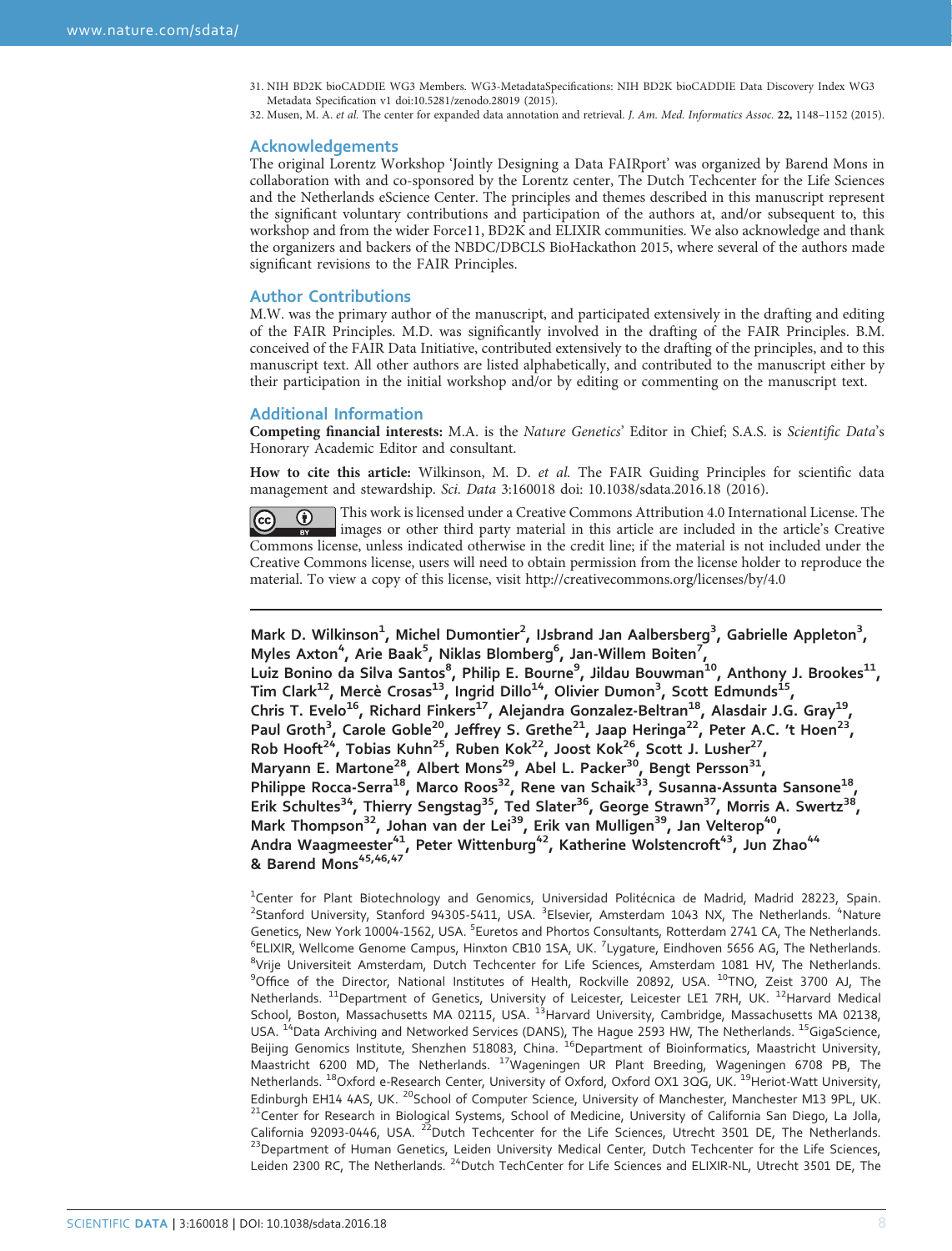31. NIH BD2K bioCADDIE WG3 Members. WG3-MetadataSpecifications: NIH BD2K bioCADDIE Data Discovery Index WG3 Metadata Specification v1 doi:10.5281/zenodo.28019 (2015).
32. Musen, M. A. *et al.* The center for expanded data annotation and retrieval. *J. Am. Med. Informatics Assoc.* **22**, 1148–1152 (2015).

## Acknowledgements

The original Lorentz Workshop 'Jointly Designing a Data FAIRport' was organized by Barend Mons in collaboration with and co-sponsored by the Lorentz center, The Dutch Techcenter for the Life Sciences and the Netherlands eScience Center. The principles and themes described in this manuscript represent the significant voluntary contributions and participation of the authors at, and/or subsequent to, this workshop and from the wider Force11, BD2K and ELIXIR communities. We also acknowledge and thank the organizers and backers of the NBDC/DBCLS BioHackathon 2015, where several of the authors made significant revisions to the FAIR Principles.

## Author Contributions

M.W. was the primary author of the manuscript, and participated extensively in the drafting and editing of the FAIR Principles. M.D. was significantly involved in the drafting of the FAIR Principles. B.M. conceived of the FAIR Data Initiative, contributed extensively to the drafting of the principles, and to this manuscript text. All other authors are listed alphabetically, and contributed to the manuscript either by their participation in the initial workshop and/or by editing or commenting on the manuscript text.

## Additional Information

**Competing financial interests:** M.A. is the *Nature Genetics*' Editor in Chief; S.A.S. is *Scientific Data*'s Honorary Academic Editor and consultant.

**How to cite this article:** Wilkinson, M. D. *et al.* The FAIR Guiding Principles for scientific data management and stewardship. *Sci. Data* 3:160018 doi: 10.1038/sdata.2016.18 (2016).

This work is licensed under a Creative Commons Attribution 4.0 International License. The images or other third party material in this article are included in the article's Creative Commons license, unless indicated otherwise in the credit line; if the material is not included under the Creative Commons license, users will need to obtain permission from the license holder to reproduce the material. To view a copy of this license, visit http://creativecommons.org/licenses/by/4.0

---

**Mark D. Wilkinson[1], Michel Dumontier[2], IJsbrand Jan Aalbersberg[3], Gabrielle Appleton[3], Myles Axton[4], Arie Baak[5], Niklas Blomberg[6], Jan-Willem Boiten[7], Luiz Bonino da Silva Santos[8], Philip E. Bourne[9], Jildau Bouwman[10], Anthony J. Brookes[11], Tim Clark[12], Mercè Crosas[13], Ingrid Dillo[14], Olivier Dumon[3], Scott Edmunds[15], Chris T. Evelo[16], Richard Finkers[17], Alejandra Gonzalez-Beltran[18], Alasdair J.G. Gray[19], Paul Groth[3], Carole Goble[20], Jeffrey S. Grethe[21], Jaap Heringa[22], Peter A.C. 't Hoen[23], Rob Hooft[24], Tobias Kuhn[25], Ruben Kok[22], Joost Kok[26], Scott J. Lusher[27], Maryann E. Martone[28], Albert Mons[29], Abel L. Packer[30], Bengt Persson[31], Philippe Rocca-Serra[18], Marco Roos[32], Rene van Schaik[33], Susanna-Assunta Sansone[18], Erik Schultes[34], Thierry Sengstag[35], Ted Slater[36], George Strawn[37], Morris A. Swertz[38], Mark Thompson[32], Johan van der Lei[39], Erik van Mulligen[39], Jan Velterop[40], Andra Waagmeester[41], Peter Wittenburg[42], Katherine Wolstencroft[43], Jun Zhao[44] & Barend Mons[45,46,47]**

[1]Center for Plant Biotechnology and Genomics, Universidad Politécnica de Madrid, Madrid 28223, Spain. [2]Stanford University, Stanford 94305-5411, USA. [3]Elsevier, Amsterdam 1043 NX, The Netherlands. [4]Nature Genetics, New York 10004-1562, USA. [5]Euretos and Phortos Consultants, Rotterdam 2741 CA, The Netherlands. [6]ELIXIR, Wellcome Genome Campus, Hinxton CB10 1SA, UK. [7]Lygature, Eindhoven 5656 AG, The Netherlands. [8]Vrije Universiteit Amsterdam, Dutch Techcenter for Life Sciences, Amsterdam 1081 HV, The Netherlands. [9]Office of the Director, National Institutes of Health, Rockville 20892, USA. [10]TNO, Zeist 3700 AJ, The Netherlands. [11]Department of Genetics, University of Leicester, Leicester LE1 7RH, UK. [12]Harvard Medical School, Boston, Massachusetts MA 02115, USA. [13]Harvard University, Cambridge, Massachusetts MA 02138, USA. [14]Data Archiving and Networked Services (DANS), The Hague 2593 HW, The Netherlands. [15]GigaScience, Beijing Genomics Institute, Shenzhen 518083, China. [16]Department of Bioinformatics, Maastricht University, Maastricht 6200 MD, The Netherlands. [17]Wageningen UR Plant Breeding, Wageningen 6708 PB, The Netherlands. [18]Oxford e-Research Center, University of Oxford, Oxford OX1 3QG, UK. [19]Heriot-Watt University, Edinburgh EH14 4AS, UK. [20]School of Computer Science, University of Manchester, Manchester M13 9PL, UK. [21]Center for Research in Biological Systems, School of Medicine, University of California San Diego, La Jolla, California 92093-0446, USA. [22]Dutch Techcenter for the Life Sciences, Utrecht 3501 DE, The Netherlands. [23]Department of Human Genetics, Leiden University Medical Center, Dutch Techcenter for the Life Sciences, Leiden 2300 RC, The Netherlands. [24]Dutch TechCenter for Life Sciences and ELIXIR-NL, Utrecht 3501 DE, The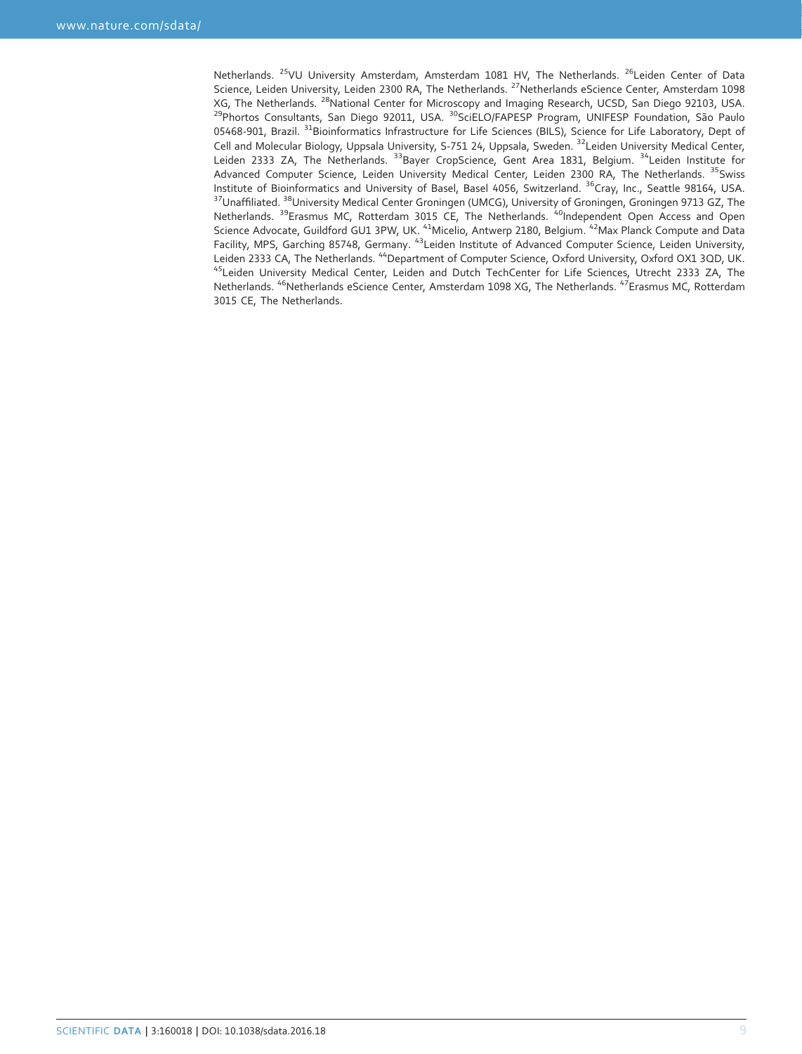Netherlands. [25]VU University Amsterdam, Amsterdam 1081 HV, The Netherlands. [26]Leiden Center of Data Science, Leiden University, Leiden 2300 RA, The Netherlands. [27]Netherlands eScience Center, Amsterdam 1098 XG, The Netherlands. [28]National Center for Microscopy and Imaging Research, UCSD, San Diego 92103, USA. [29]Phortos Consultants, San Diego 92011, USA. [30]SciELO/FAPESP Program, UNIFESP Foundation, São Paulo 05468-901, Brazil. [31]Bioinformatics Infrastructure for Life Sciences (BILS), Science for Life Laboratory, Dept of Cell and Molecular Biology, Uppsala University, S-751 24, Uppsala, Sweden. [32]Leiden University Medical Center, Leiden 2333 ZA, The Netherlands. [33]Bayer CropScience, Gent Area 1831, Belgium. [34]Leiden Institute for Advanced Computer Science, Leiden University Medical Center, Leiden 2300 RA, The Netherlands. [35]Swiss Institute of Bioinformatics and University of Basel, Basel 4056, Switzerland. [36]Cray, Inc., Seattle 98164, USA. [37]Unaffiliated. [38]University Medical Center Groningen (UMCG), University of Groningen, Groningen 9713 GZ, The Netherlands. [39]Erasmus MC, Rotterdam 3015 CE, The Netherlands. [40]Independent Open Access and Open Science Advocate, Guildford GU1 3PW, UK. [41]Micelio, Antwerp 2180, Belgium. [42]Max Planck Compute and Data Facility, MPS, Garching 85748, Germany. [43]Leiden Institute of Advanced Computer Science, Leiden University, Leiden 2333 CA, The Netherlands. [44]Department of Computer Science, Oxford University, Oxford OX1 3QD, UK. [45]Leiden University Medical Center, Leiden and Dutch TechCenter for Life Sciences, Utrecht 2333 ZA, The Netherlands. [46]Netherlands eScience Center, Amsterdam 1098 XG, The Netherlands. [47]Erasmus MC, Rotterdam 3015 CE, The Netherlands.